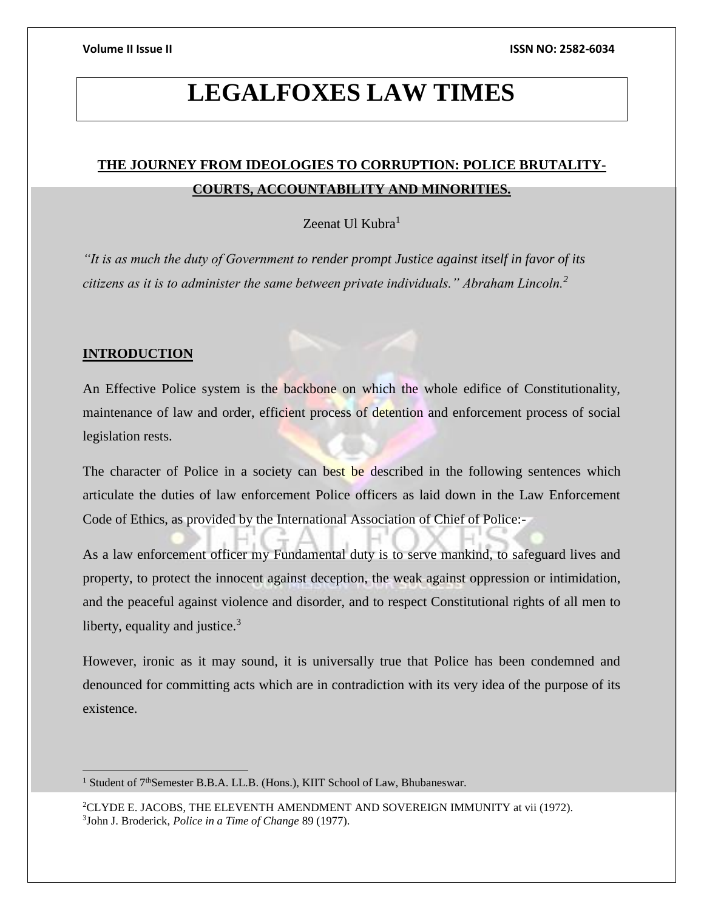# LEGALFOXES LAW TIMES

## THE JOURNEY FROM IDEOLOGIES TO CORRUPTION: POLICE BRUTALITY-COURTS, ACCOUNTABILITY AND MINORITIES.

Zeenat Ul Kubra[1]

*"It is as much the duty of Government to render prompt Justice against itself in favor of its citizens as it is to administer the same between private individuals." Abraham Lincoln.*[2]

## INTRODUCTION

An Effective Police system is the backbone on which the whole edifice of Constitutionality, maintenance of law and order, efficient process of detention and enforcement process of social legislation rests.

The character of Police in a society can best be described in the following sentences which articulate the duties of law enforcement Police officers as laid down in the Law Enforcement Code of Ethics, as provided by the International Association of Chief of Police:-

As a law enforcement officer my Fundamental duty is to serve mankind, to safeguard lives and property, to protect the innocent against deception, the weak against oppression or intimidation, and the peaceful against violence and disorder, and to respect Constitutional rights of all men to liberty, equality and justice.[3]

However, ironic as it may sound, it is universally true that Police has been condemned and denounced for committing acts which are in contradiction with its very idea of the purpose of its existence.

---

[1] Student of 7thSemester B.B.A. LL.B. (Hons.), KIIT School of Law, Bhubaneswar.

[2] CLYDE E. JACOBS, THE ELEVENTH AMENDMENT AND SOVEREIGN IMMUNITY at vii (1972).

[3] John J. Broderick, *Police in a Time of Change* 89 (1977).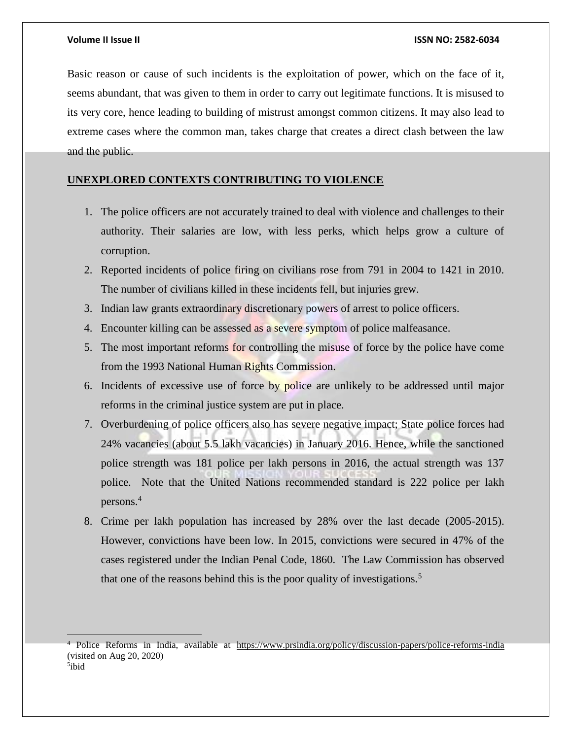Basic reason or cause of such incidents is the exploitation of power, which on the face of it, seems abundant, that was given to them in order to carry out legitimate functions. It is misused to its very core, hence leading to building of mistrust amongst common citizens. It may also lead to extreme cases where the common man, takes charge that creates a direct clash between the law and the public.

## UNEXPLORED CONTEXTS CONTRIBUTING TO VIOLENCE

1. The police officers are not accurately trained to deal with violence and challenges to their authority. Their salaries are low, with less perks, which helps grow a culture of corruption.
2. Reported incidents of police firing on civilians rose from 791 in 2004 to 1421 in 2010. The number of civilians killed in these incidents fell, but injuries grew.
3. Indian law grants extraordinary discretionary powers of arrest to police officers.
4. Encounter killing can be assessed as a severe symptom of police malfeasance.
5. The most important reforms for controlling the misuse of force by the police have come from the 1993 National Human Rights Commission.
6. Incidents of excessive use of force by police are unlikely to be addressed until major reforms in the criminal justice system are put in place.
7. Overburdening of police officers also has severe negative impact; State police forces had 24% vacancies (about 5.5 lakh vacancies) in January 2016. Hence, while the sanctioned police strength was 181 police per lakh persons in 2016, the actual strength was 137 police. Note that the United Nations recommended standard is 222 police per lakh persons.[4]
8. Crime per lakh population has increased by 28% over the last decade (2005-2015). However, convictions have been low. In 2015, convictions were secured in 47% of the cases registered under the Indian Penal Code, 1860. The Law Commission has observed that one of the reasons behind this is the poor quality of investigations.[5]

---

[4] Police Reforms in India, available at https://www.prsindia.org/policy/discussion-papers/police-reforms-india (visited on Aug 20, 2020)

[5] ibid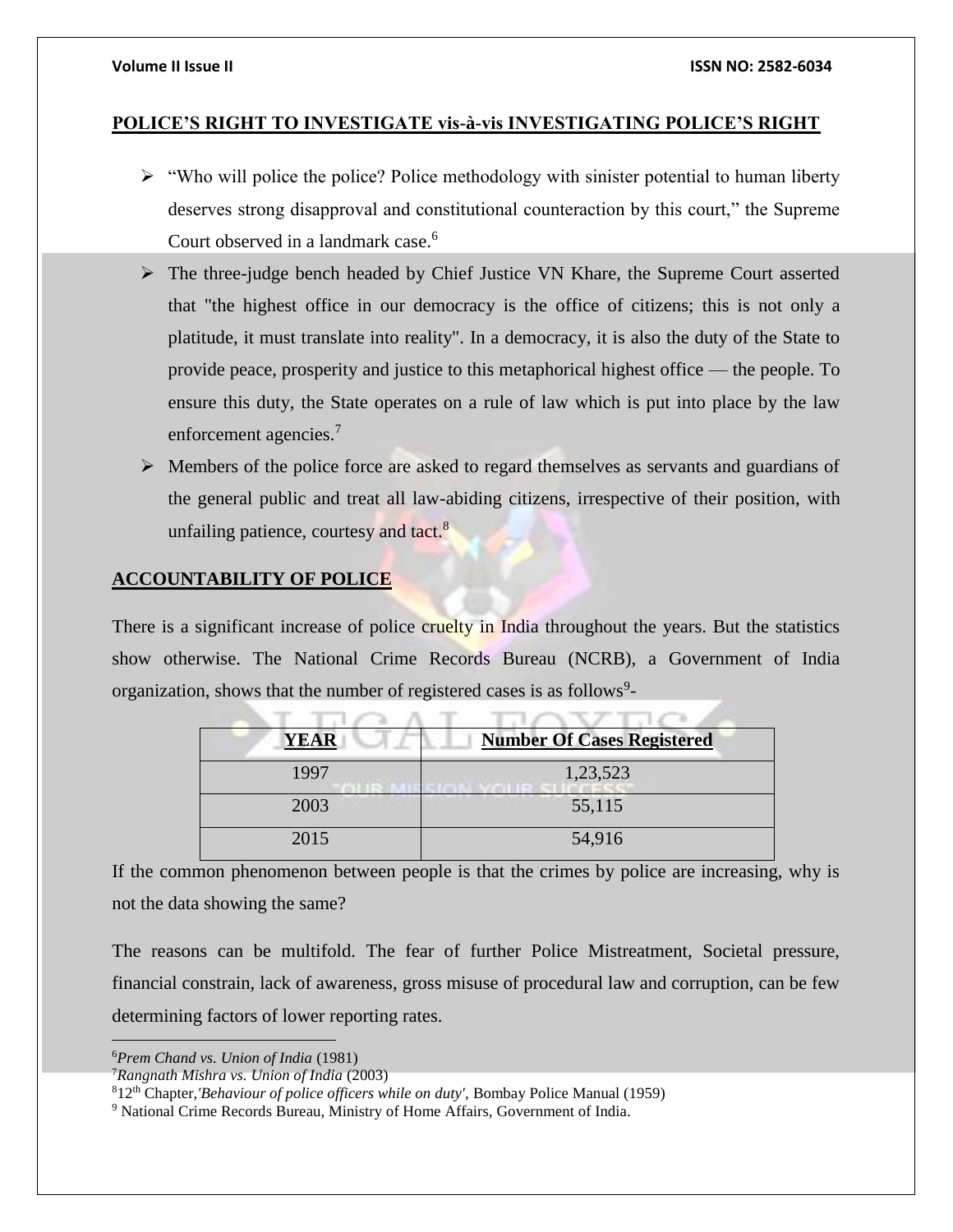## POLICE'S RIGHT TO INVESTIGATE vis-à-vis INVESTIGATING POLICE'S RIGHT

- "Who will police the police? Police methodology with sinister potential to human liberty deserves strong disapproval and constitutional counteraction by this court," the Supreme Court observed in a landmark case.[6]
- The three-judge bench headed by Chief Justice VN Khare, the Supreme Court asserted that "the highest office in our democracy is the office of citizens; this is not only a platitude, it must translate into reality". In a democracy, it is also the duty of the State to provide peace, prosperity and justice to this metaphorical highest office — the people. To ensure this duty, the State operates on a rule of law which is put into place by the law enforcement agencies.[7]
- Members of the police force are asked to regard themselves as servants and guardians of the general public and treat all law-abiding citizens, irrespective of their position, with unfailing patience, courtesy and tact.[8]

## ACCOUNTABILITY OF POLICE

There is a significant increase of police cruelty in India throughout the years. But the statistics show otherwise. The National Crime Records Bureau (NCRB), a Government of India organization, shows that the number of registered cases is as follows[9]-

| YEAR | Number Of Cases Registered |
| --- | --- |
| 1997 | 1,23,523 |
| 2003 | 55,115 |
| 2015 | 54,916 |

If the common phenomenon between people is that the crimes by police are increasing, why is not the data showing the same?

The reasons can be multifold. The fear of further Police Mistreatment, Societal pressure, financial constrain, lack of awareness, gross misuse of procedural law and corruption, can be few determining factors of lower reporting rates.

---

[6] *Prem Chand vs. Union of India* (1981)

[7] *Rangnath Mishra vs. Union of India* (2003)

[8] 12th Chapter, *'Behaviour of police officers while on duty'*, Bombay Police Manual (1959)

[9] National Crime Records Bureau, Ministry of Home Affairs, Government of India.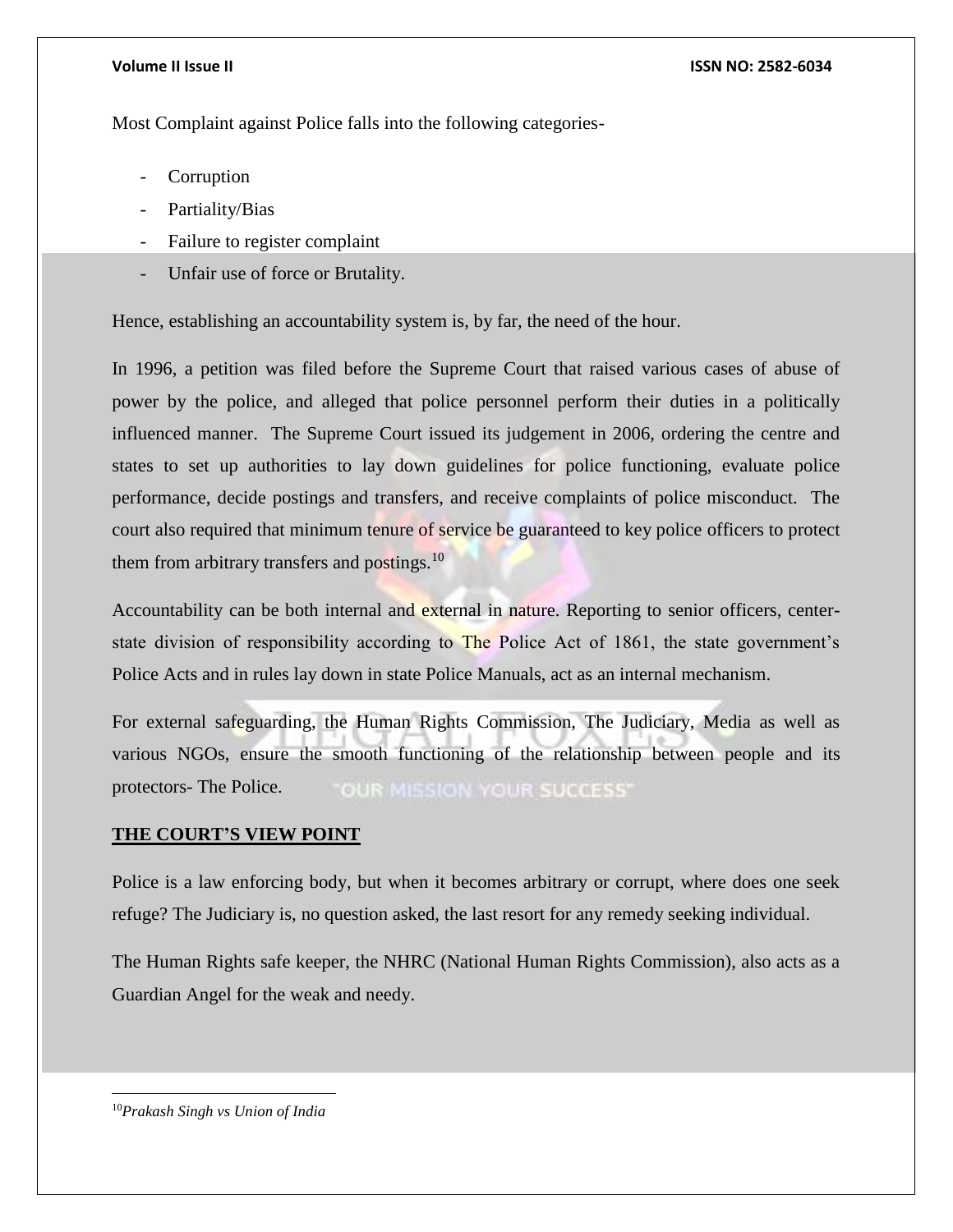Most Complaint against Police falls into the following categories-

- Corruption
- Partiality/Bias
- Failure to register complaint
- Unfair use of force or Brutality.

Hence, establishing an accountability system is, by far, the need of the hour.

In 1996, a petition was filed before the Supreme Court that raised various cases of abuse of power by the police, and alleged that police personnel perform their duties in a politically influenced manner. The Supreme Court issued its judgement in 2006, ordering the centre and states to set up authorities to lay down guidelines for police functioning, evaluate police performance, decide postings and transfers, and receive complaints of police misconduct. The court also required that minimum tenure of service be guaranteed to key police officers to protect them from arbitrary transfers and postings.[10]

Accountability can be both internal and external in nature. Reporting to senior officers, center-state division of responsibility according to The Police Act of 1861, the state government's Police Acts and in rules lay down in state Police Manuals, act as an internal mechanism.

For external safeguarding, the Human Rights Commission, The Judiciary, Media as well as various NGOs, ensure the smooth functioning of the relationship between people and its protectors- The Police.

**THE COURT'S VIEW POINT**

Police is a law enforcing body, but when it becomes arbitrary or corrupt, where does one seek refuge? The Judiciary is, no question asked, the last resort for any remedy seeking individual.

The Human Rights safe keeper, the NHRC (National Human Rights Commission), also acts as a Guardian Angel for the weak and needy.

---

[10] *Prakash Singh vs Union of India*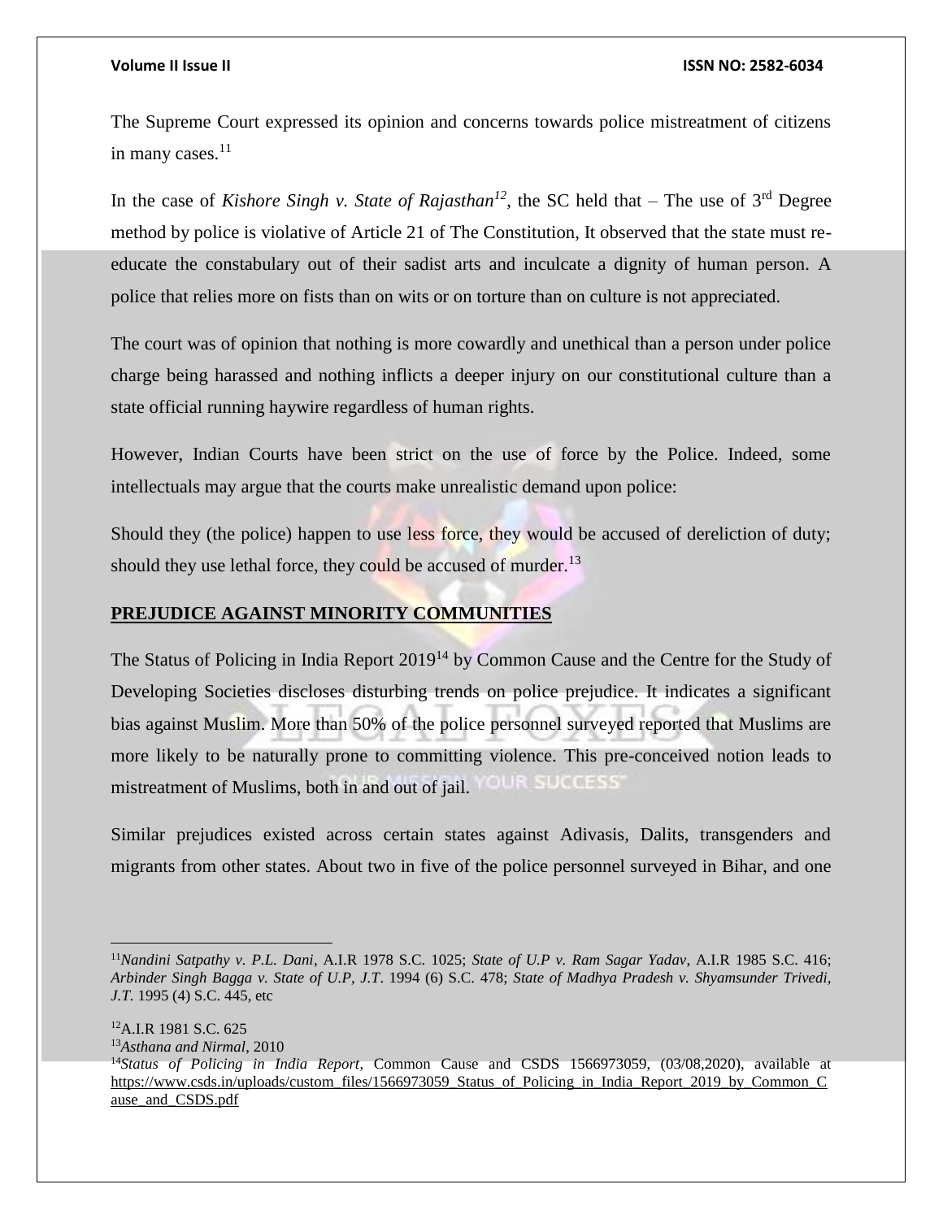The Supreme Court expressed its opinion and concerns towards police mistreatment of citizens in many cases.[11]

In the case of *Kishore Singh v. State of Rajasthan*[12], the SC held that – The use of 3rd Degree method by police is violative of Article 21 of The Constitution, It observed that the state must re-educate the constabulary out of their sadist arts and inculcate a dignity of human person. A police that relies more on fists than on wits or on torture than on culture is not appreciated.

The court was of opinion that nothing is more cowardly and unethical than a person under police charge being harassed and nothing inflicts a deeper injury on our constitutional culture than a state official running haywire regardless of human rights.

However, Indian Courts have been strict on the use of force by the Police. Indeed, some intellectuals may argue that the courts make unrealistic demand upon police:

Should they (the police) happen to use less force, they would be accused of dereliction of duty; should they use lethal force, they could be accused of murder.[13]

## PREJUDICE AGAINST MINORITY COMMUNITIES

The Status of Policing in India Report 2019[14] by Common Cause and the Centre for the Study of Developing Societies discloses disturbing trends on police prejudice. It indicates a significant bias against Muslim. More than 50% of the police personnel surveyed reported that Muslims are more likely to be naturally prone to committing violence. This pre-conceived notion leads to mistreatment of Muslims, both in and out of jail.

Similar prejudices existed across certain states against Adivasis, Dalits, transgenders and migrants from other states. About two in five of the police personnel surveyed in Bihar, and one

---

[11] *Nandini Satpathy v. P.L. Dani*, A.I.R 1978 S.C. 1025; *State of U.P v. Ram Sagar Yadav*, A.I.R 1985 S.C. 416; *Arbinder Singh Bagga v. State of U.P, J.T*. 1994 (6) S.C. 478; *State of Madhya Pradesh v. Shyamsunder Trivedi, J.T.* 1995 (4) S.C. 445, etc

[12] A.I.R 1981 S.C. 625

[13] *Asthana and Nirmal*, 2010

[14] *Status of Policing in India Report*, Common Cause and CSDS 1566973059, (03/08,2020), available at https://www.csds.in/uploads/custom_files/1566973059_Status_of_Policing_in_India_Report_2019_by_Common_Cause_and_CSDS.pdf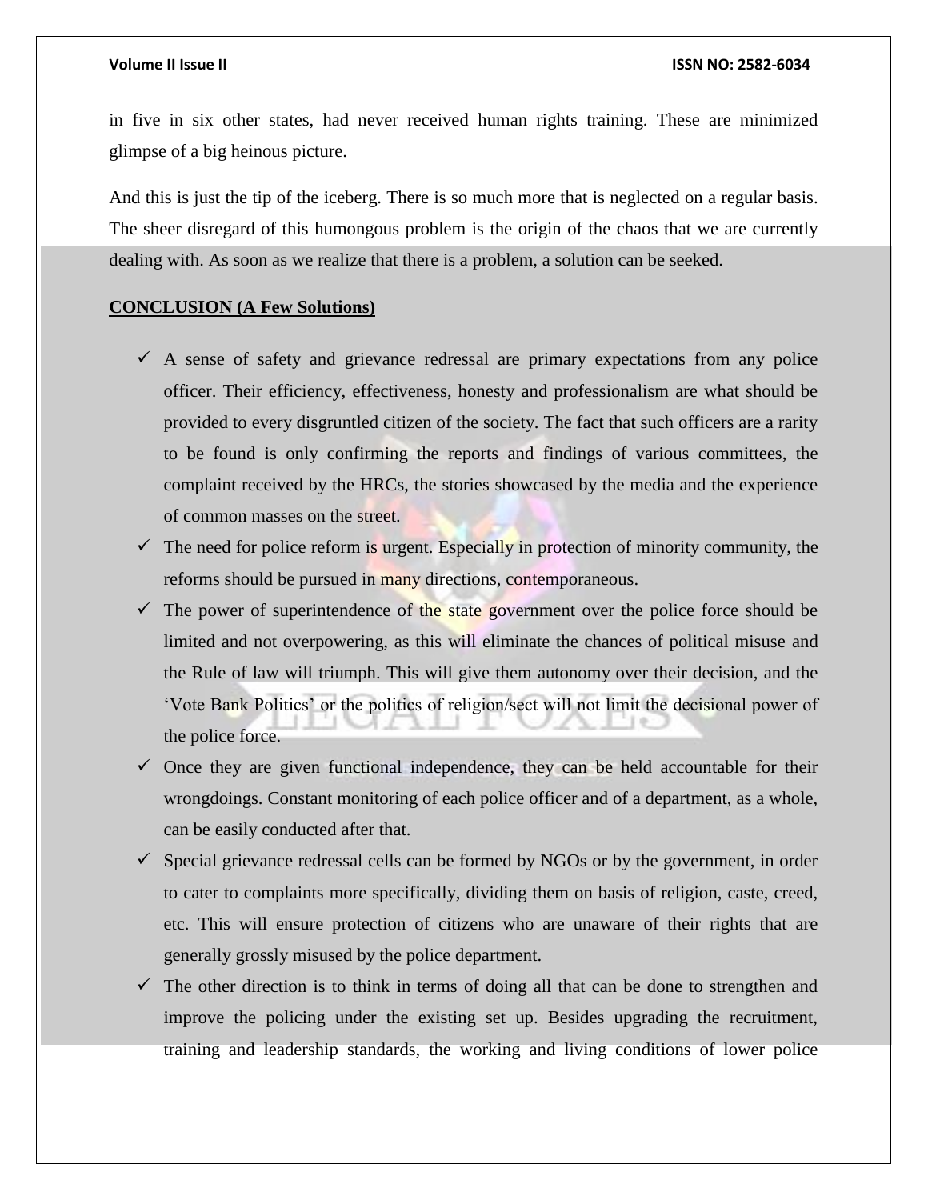in five in six other states, had never received human rights training. These are minimized glimpse of a big heinous picture.

And this is just the tip of the iceberg. There is so much more that is neglected on a regular basis. The sheer disregard of this humongous problem is the origin of the chaos that we are currently dealing with. As soon as we realize that there is a problem, a solution can be seeked.

## CONCLUSION (A Few Solutions)

- ✓ A sense of safety and grievance redressal are primary expectations from any police officer. Their efficiency, effectiveness, honesty and professionalism are what should be provided to every disgruntled citizen of the society. The fact that such officers are a rarity to be found is only confirming the reports and findings of various committees, the complaint received by the HRCs, the stories showcased by the media and the experience of common masses on the street.
- ✓ The need for police reform is urgent. Especially in protection of minority community, the reforms should be pursued in many directions, contemporaneous.
- ✓ The power of superintendence of the state government over the police force should be limited and not overpowering, as this will eliminate the chances of political misuse and the Rule of law will triumph. This will give them autonomy over their decision, and the 'Vote Bank Politics' or the politics of religion/sect will not limit the decisional power of the police force.
- ✓ Once they are given functional independence, they can be held accountable for their wrongdoings. Constant monitoring of each police officer and of a department, as a whole, can be easily conducted after that.
- ✓ Special grievance redressal cells can be formed by NGOs or by the government, in order to cater to complaints more specifically, dividing them on basis of religion, caste, creed, etc. This will ensure protection of citizens who are unaware of their rights that are generally grossly misused by the police department.
- ✓ The other direction is to think in terms of doing all that can be done to strengthen and improve the policing under the existing set up. Besides upgrading the recruitment, training and leadership standards, the working and living conditions of lower police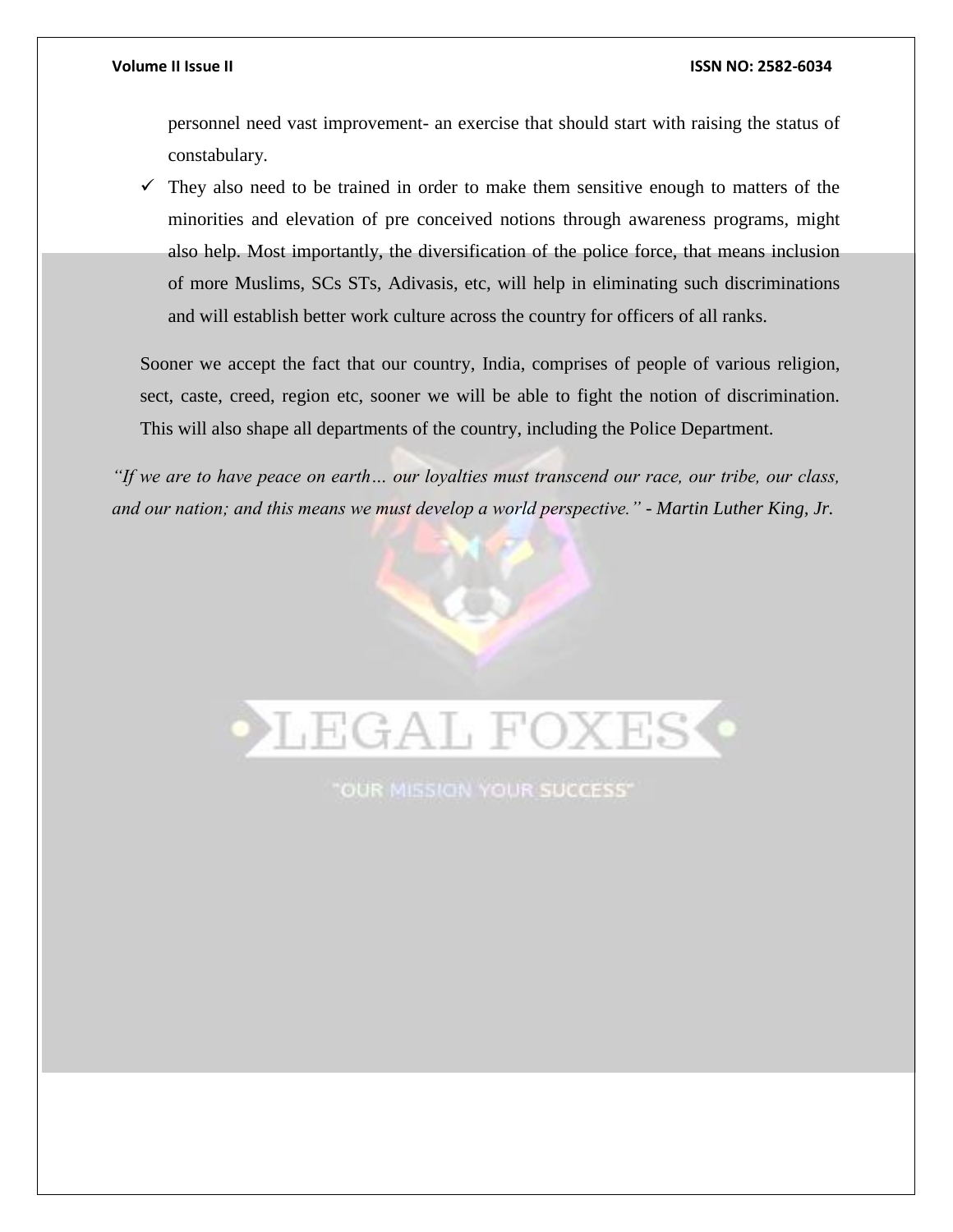personnel need vast improvement- an exercise that should start with raising the status of constabulary.

- ✓ They also need to be trained in order to make them sensitive enough to matters of the minorities and elevation of pre conceived notions through awareness programs, might also help. Most importantly, the diversification of the police force, that means inclusion of more Muslims, SCs STs, Adivasis, etc, will help in eliminating such discriminations and will establish better work culture across the country for officers of all ranks.

Sooner we accept the fact that our country, India, comprises of people of various religion, sect, caste, creed, region etc, sooner we will be able to fight the notion of discrimination. This will also shape all departments of the country, including the Police Department.

*"If we are to have peace on earth… our loyalties must transcend our race, our tribe, our class, and our nation; and this means we must develop a world perspective."* - Martin Luther King, Jr.